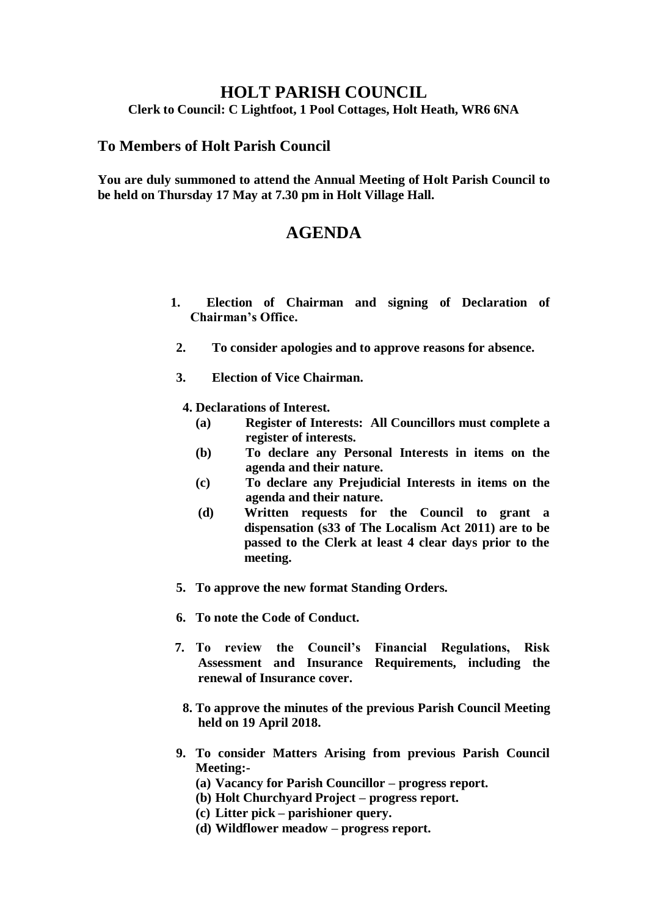# HOLT PARISH COUNCIL

**Clerk to Council: C Lightfoot, 1 Pool Cottages, Holt Heath, WR6 6NA**

## To Members of Holt Parish Council

**You are duly summoned to attend the Annual Meeting of Holt Parish Council to be held on Thursday 17 May at 7.30 pm in Holt Village Hall.**

# AGENDA

1. **Election of Chairman and signing of Declaration of Chairman's Office.**
2. **To consider apologies and to approve reasons for absence.**
3. **Election of Vice Chairman.**
4. **Declarations of Interest.**
   - **(a) Register of Interests: All Councillors must complete a register of interests.**
   - **(b) To declare any Personal Interests in items on the agenda and their nature.**
   - **(c) To declare any Prejudicial Interests in items on the agenda and their nature.**
   - **(d) Written requests for the Council to grant a dispensation (s33 of The Localism Act 2011) are to be passed to the Clerk at least 4 clear days prior to the meeting.**
5. **To approve the new format Standing Orders.**
6. **To note the Code of Conduct.**
7. **To review the Council's Financial Regulations, Risk Assessment and Insurance Requirements, including the renewal of Insurance cover.**
8. **To approve the minutes of the previous Parish Council Meeting held on 19 April 2018.**
9. **To consider Matters Arising from previous Parish Council Meeting:-**
   - **(a) Vacancy for Parish Councillor – progress report.**
   - **(b) Holt Churchyard Project – progress report.**
   - **(c) Litter pick – parishioner query.**
   - **(d) Wildflower meadow – progress report.**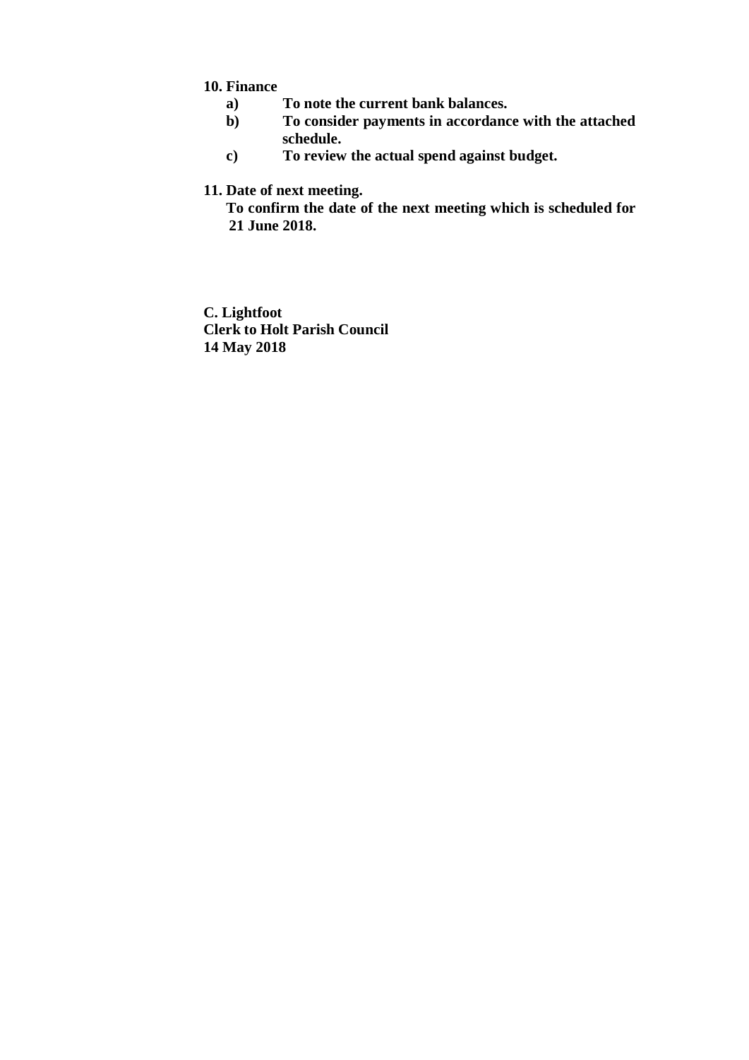**10. Finance**

- **a) To note the current bank balances.**
- **b) To consider payments in accordance with the attached schedule.**
- **c) To review the actual spend against budget.**

**11. Date of next meeting.**

**To confirm the date of the next meeting which is scheduled for 21 June 2018.**

**C. Lightfoot**
**Clerk to Holt Parish Council**
**14 May 2018**